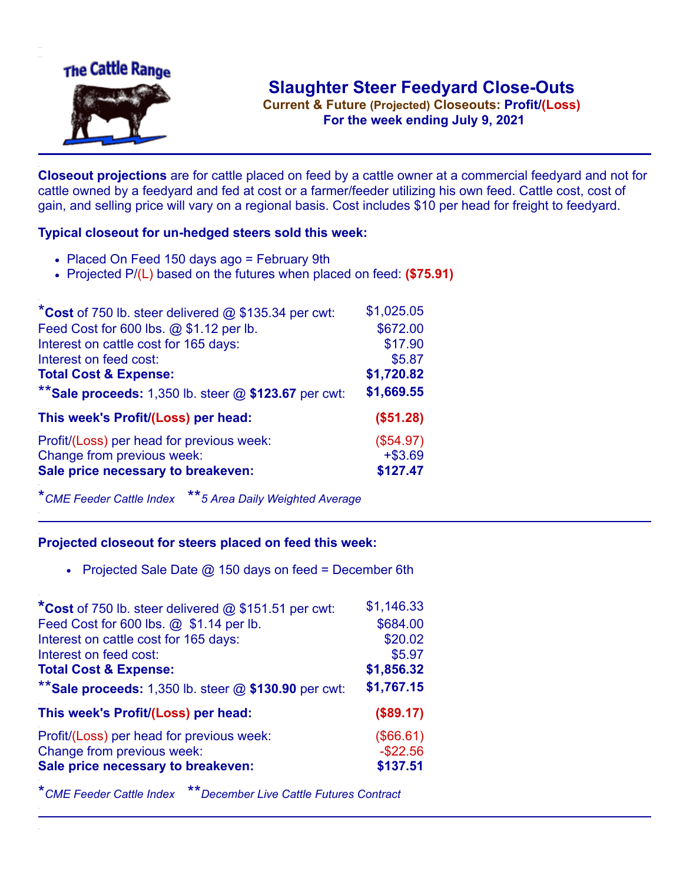The Cattle Range

# Slaughter Steer Feedyard Close-Outs

**Current & Future (Projected) Closeouts: Profit/(Loss)**

**For the week ending July 9, 2021**

**Closeout projections** are for cattle placed on feed by a cattle owner at a commercial feedyard and not for cattle owned by a feedyard and fed at cost or a farmer/feeder utilizing his own feed. Cattle cost, cost of gain, and selling price will vary on a regional basis. Cost includes $10 per head for freight to feedyard.

### Typical closeout for un-hedged steers sold this week:

- Placed On Feed 150 days ago = February 9th
- Projected P/(L) based on the futures when placed on feed: **($75.91)**

| | |
|---|---|
| ***Cost** of 750 lb. steer delivered @ $135.34 per cwt: | $1,025.05 |
| Feed Cost for 600 lbs. @ $1.12 per lb. | $672.00 |
| Interest on cattle cost for 165 days: | $17.90 |
| Interest on feed cost: | $5.87 |
| **Total Cost & Expense:** | **$1,720.82** |
| ****Sale proceeds:** 1,350 lb. steer @ **$123.67** per cwt: | **$1,669.55** |
| **This week's Profit/(Loss) per head:** | **($51.28)** |
| Profit/(Loss) per head for previous week: | ($54.97) |
| Change from previous week: | +$3.69 |
| **Sale price necessary to breakeven:** | **$127.47** |

**CME Feeder Cattle Index* ***5 Area Daily Weighted Average*

### Projected closeout for steers placed on feed this week:

- Projected Sale Date @ 150 days on feed = December 6th

| | |
|---|---|
| ***Cost** of 750 lb. steer delivered @ $151.51 per cwt: | $1,146.33 |
| Feed Cost for 600 lbs. @ $1.14 per lb. | $684.00 |
| Interest on cattle cost for 165 days: | $20.02 |
| Interest on feed cost: | $5.97 |
| **Total Cost & Expense:** | **$1,856.32** |
| ****Sale proceeds:** 1,350 lb. steer @ **$130.90** per cwt: | **$1,767.15** |
| **This week's Profit/(Loss) per head:** | **($89.17)** |
| Profit/(Loss) per head for previous week: | ($66.61) |
| Change from previous week: | -$22.56 |
| **Sale price necessary to breakeven:** | **$137.51** |

**CME Feeder Cattle Index* ***December Live Cattle Futures Contract*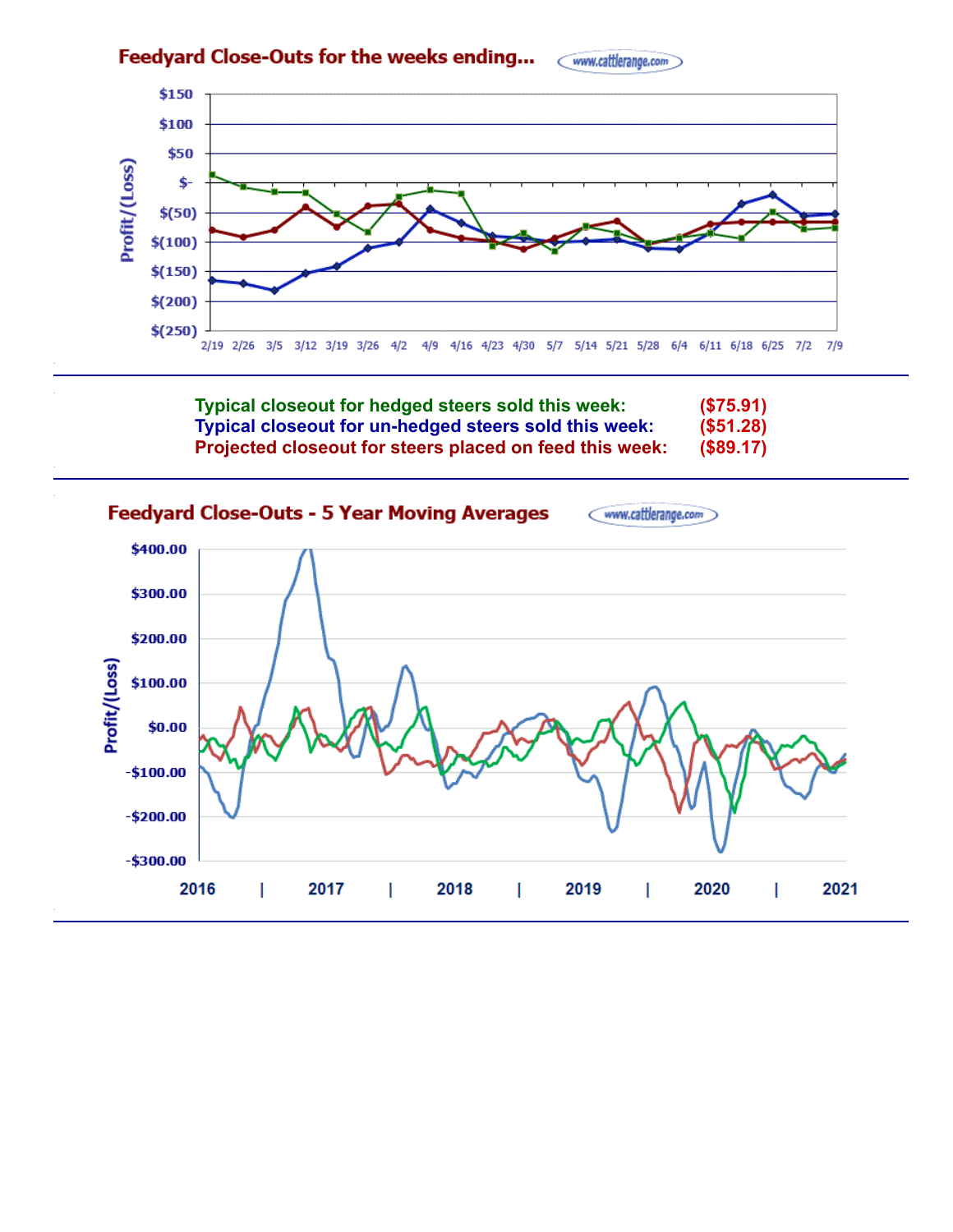## Feedyard Close-Outs for the weeks ending...

www.cattlerange.com

$150
$100
$50
$-
$(50)
$(100)
$(150)
$(200)
$(250)

Profit/(Loss)

2/19 2/26 3/5 3/12 3/19 3/26 4/2 4/9 4/16 4/23 4/30 5/7 5/14 5/21 5/28 6/4 6/11 6/18 6/25 7/2 7/9

---

**Typical closeout for hedged steers sold this week:** ($75.91)
**Typical closeout for un-hedged steers sold this week:** ($51.28)
**Projected closeout for steers placed on feed this week:** ($89.17)

---

## Feedyard Close-Outs - 5 Year Moving Averages

www.cattlerange.com

$400.00
$300.00
$200.00
$100.00
$0.00
-$100.00
-$200.00
-$300.00

Profit/(Loss)

2016 | 2017 | 2018 | 2019 | 2020 | 2021